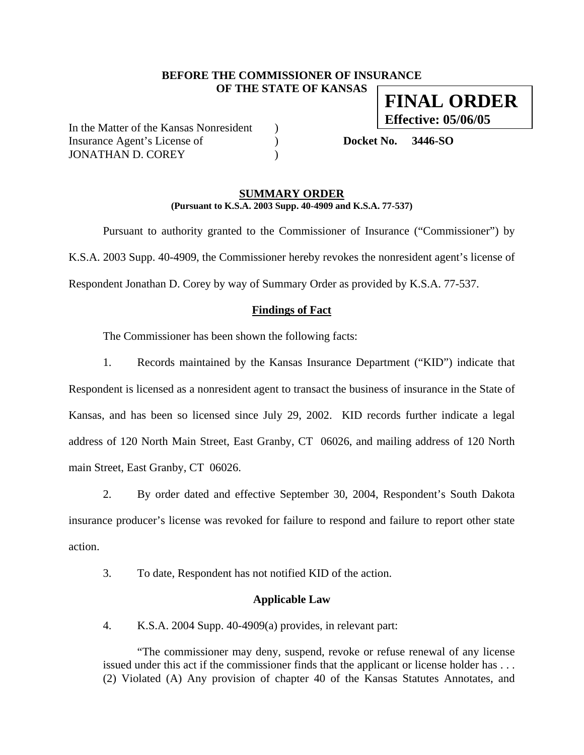**BEFORE THE COMMISSIONER OF INSURANCE**
**OF THE STATE OF KANSAS**

**FINAL ORDER**
**Effective: 05/06/05**

In the Matter of the Kansas Nonresident )
Insurance Agent's License of ) **Docket No. 3446-SO**
JONATHAN D. COREY )

## SUMMARY ORDER

**(Pursuant to K.S.A. 2003 Supp. 40-4909 and K.S.A. 77-537)**

Pursuant to authority granted to the Commissioner of Insurance ("Commissioner") by K.S.A. 2003 Supp. 40-4909, the Commissioner hereby revokes the nonresident agent's license of Respondent Jonathan D. Corey by way of Summary Order as provided by K.S.A. 77-537.

## Findings of Fact

The Commissioner has been shown the following facts:

1. Records maintained by the Kansas Insurance Department ("KID") indicate that Respondent is licensed as a nonresident agent to transact the business of insurance in the State of Kansas, and has been so licensed since July 29, 2002. KID records further indicate a legal address of 120 North Main Street, East Granby, CT 06026, and mailing address of 120 North main Street, East Granby, CT 06026.

2. By order dated and effective September 30, 2004, Respondent's South Dakota insurance producer's license was revoked for failure to respond and failure to report other state action.

3. To date, Respondent has not notified KID of the action.

## Applicable Law

4. K.S.A. 2004 Supp. 40-4909(a) provides, in relevant part:

> "The commissioner may deny, suspend, revoke or refuse renewal of any license issued under this act if the commissioner finds that the applicant or license holder has . . . (2) Violated (A) Any provision of chapter 40 of the Kansas Statutes Annotates, and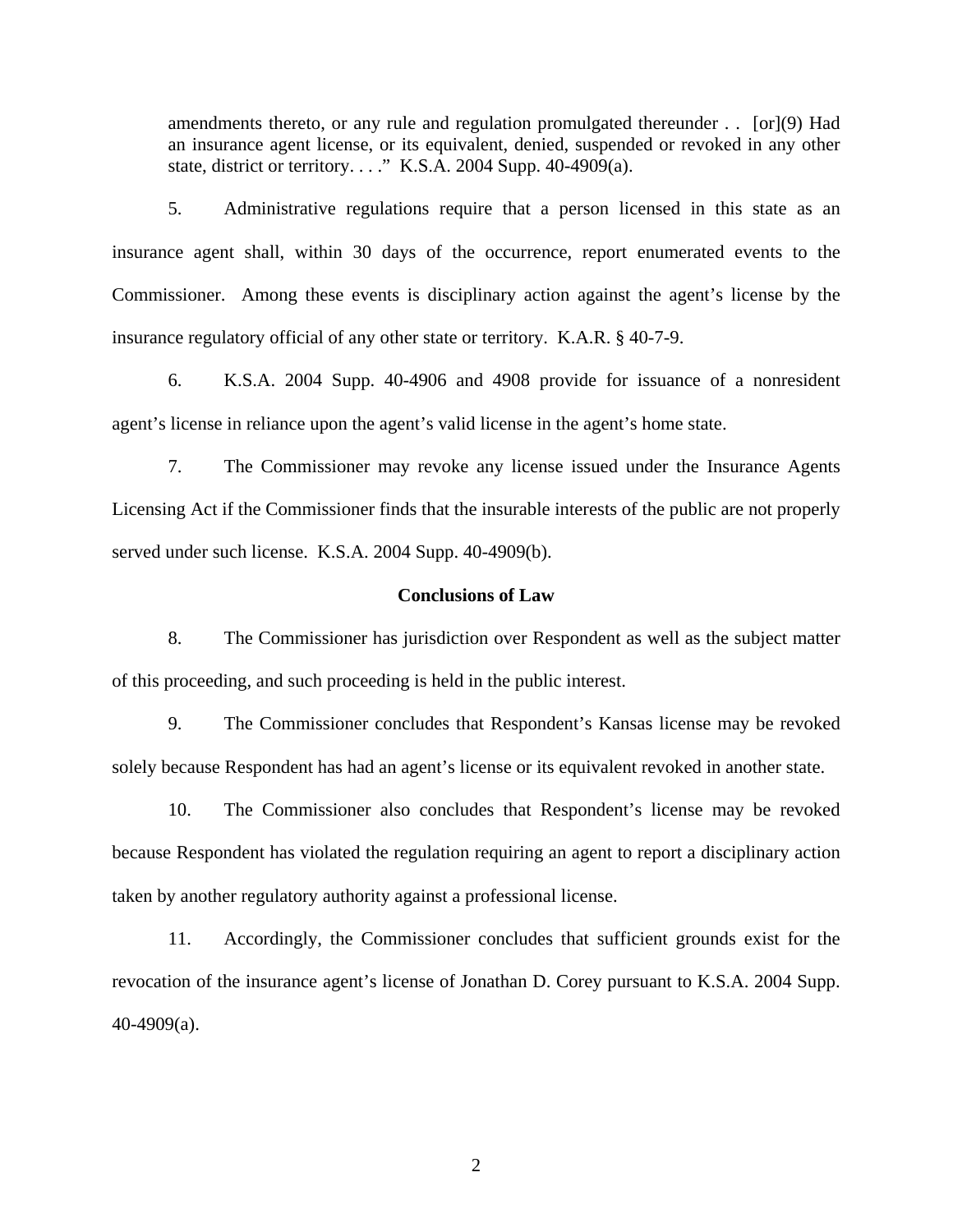> amendments thereto, or any rule and regulation promulgated thereunder . . [or](9) Had an insurance agent license, or its equivalent, denied, suspended or revoked in any other state, district or territory. . . ." K.S.A. 2004 Supp. 40-4909(a).

5. Administrative regulations require that a person licensed in this state as an insurance agent shall, within 30 days of the occurrence, report enumerated events to the Commissioner. Among these events is disciplinary action against the agent's license by the insurance regulatory official of any other state or territory. K.A.R. § 40-7-9.

6. K.S.A. 2004 Supp. 40-4906 and 4908 provide for issuance of a nonresident agent's license in reliance upon the agent's valid license in the agent's home state.

7. The Commissioner may revoke any license issued under the Insurance Agents Licensing Act if the Commissioner finds that the insurable interests of the public are not properly served under such license. K.S.A. 2004 Supp. 40-4909(b).

**Conclusions of Law**

8. The Commissioner has jurisdiction over Respondent as well as the subject matter of this proceeding, and such proceeding is held in the public interest.

9. The Commissioner concludes that Respondent's Kansas license may be revoked solely because Respondent has had an agent's license or its equivalent revoked in another state.

10. The Commissioner also concludes that Respondent's license may be revoked because Respondent has violated the regulation requiring an agent to report a disciplinary action taken by another regulatory authority against a professional license.

11. Accordingly, the Commissioner concludes that sufficient grounds exist for the revocation of the insurance agent's license of Jonathan D. Corey pursuant to K.S.A. 2004 Supp. 40-4909(a).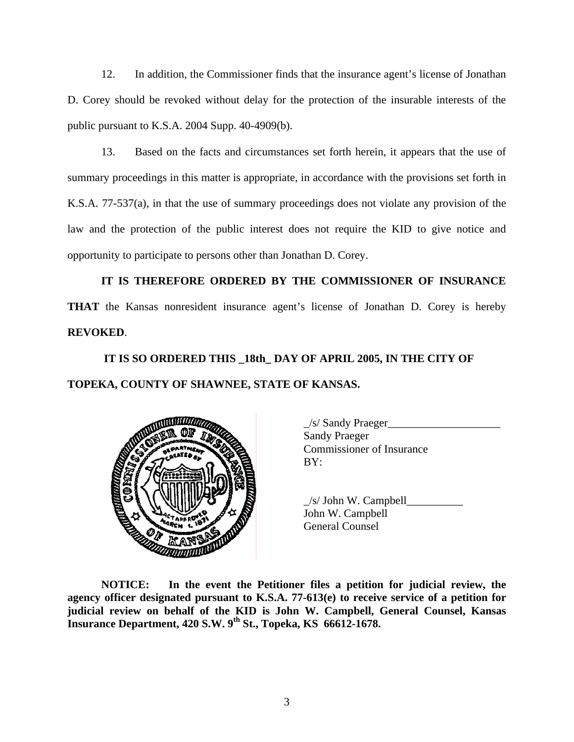12. In addition, the Commissioner finds that the insurance agent's license of Jonathan D. Corey should be revoked without delay for the protection of the insurable interests of the public pursuant to K.S.A. 2004 Supp. 40-4909(b).

13. Based on the facts and circumstances set forth herein, it appears that the use of summary proceedings in this matter is appropriate, in accordance with the provisions set forth in K.S.A. 77-537(a), in that the use of summary proceedings does not violate any provision of the law and the protection of the public interest does not require the KID to give notice and opportunity to participate to persons other than Jonathan D. Corey.

**IT IS THEREFORE ORDERED BY THE COMMISSIONER OF INSURANCE THAT** the Kansas nonresident insurance agent's license of Jonathan D. Corey is hereby **REVOKED**.

**IT IS SO ORDERED THIS _18th_ DAY OF APRIL 2005, IN THE CITY OF TOPEKA, COUNTY OF SHAWNEE, STATE OF KANSAS.**

_/s/ Sandy Praeger____________________
Sandy Praeger
Commissioner of Insurance
BY:

_/s/ John W. Campbell__________
John W. Campbell
General Counsel

**NOTICE: In the event the Petitioner files a petition for judicial review, the agency officer designated pursuant to K.S.A. 77-613(e) to receive service of a petition for judicial review on behalf of the KID is John W. Campbell, General Counsel, Kansas Insurance Department, 420 S.W. 9th St., Topeka, KS 66612-1678.**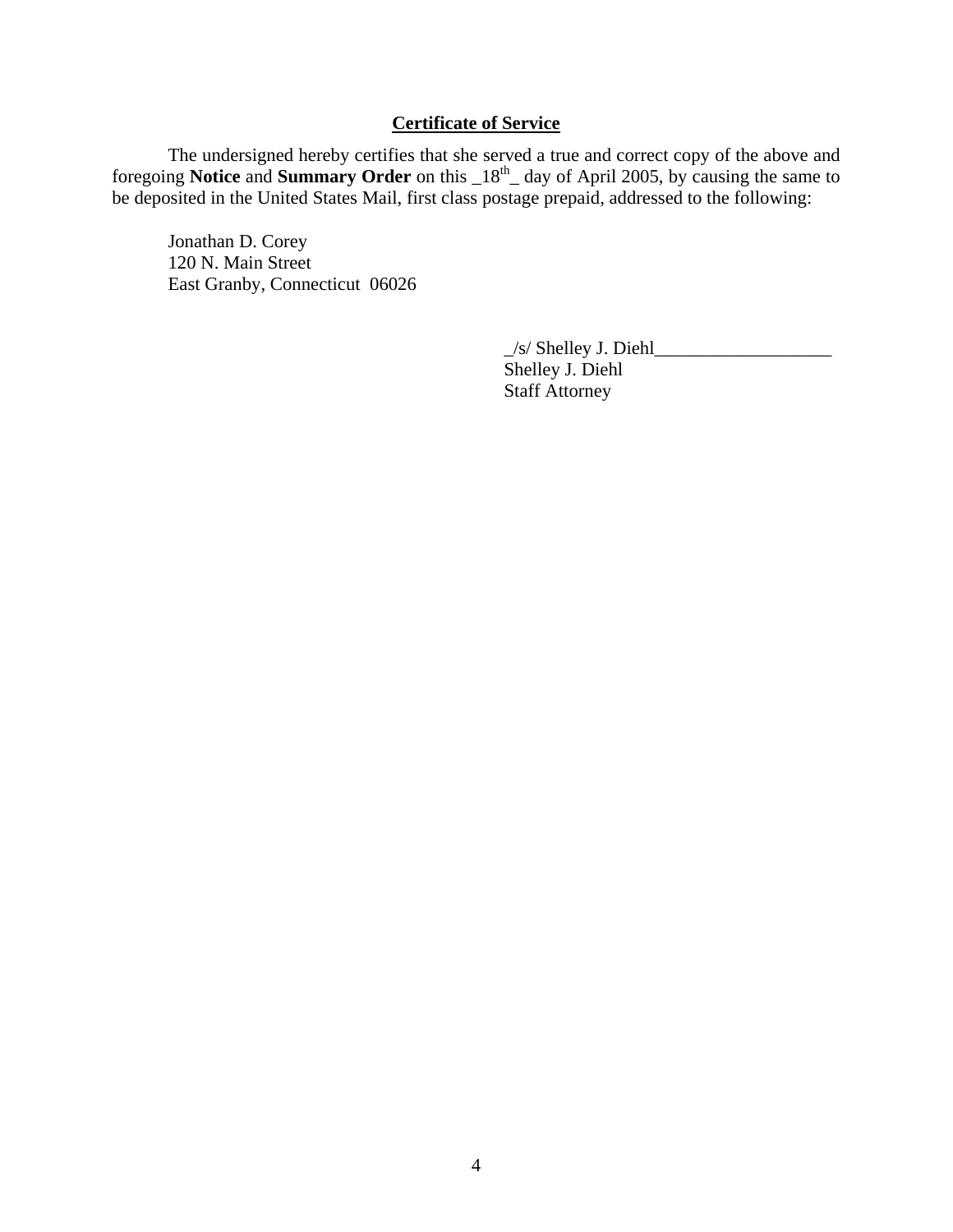**Certificate of Service**

The undersigned hereby certifies that she served a true and correct copy of the above and foregoing **Notice** and **Summary Order** on this _18th_ day of April 2005, by causing the same to be deposited in the United States Mail, first class postage prepaid, addressed to the following:

Jonathan D. Corey
120 N. Main Street
East Granby, Connecticut 06026

_/s/ Shelley J. Diehl___________________
Shelley J. Diehl
Staff Attorney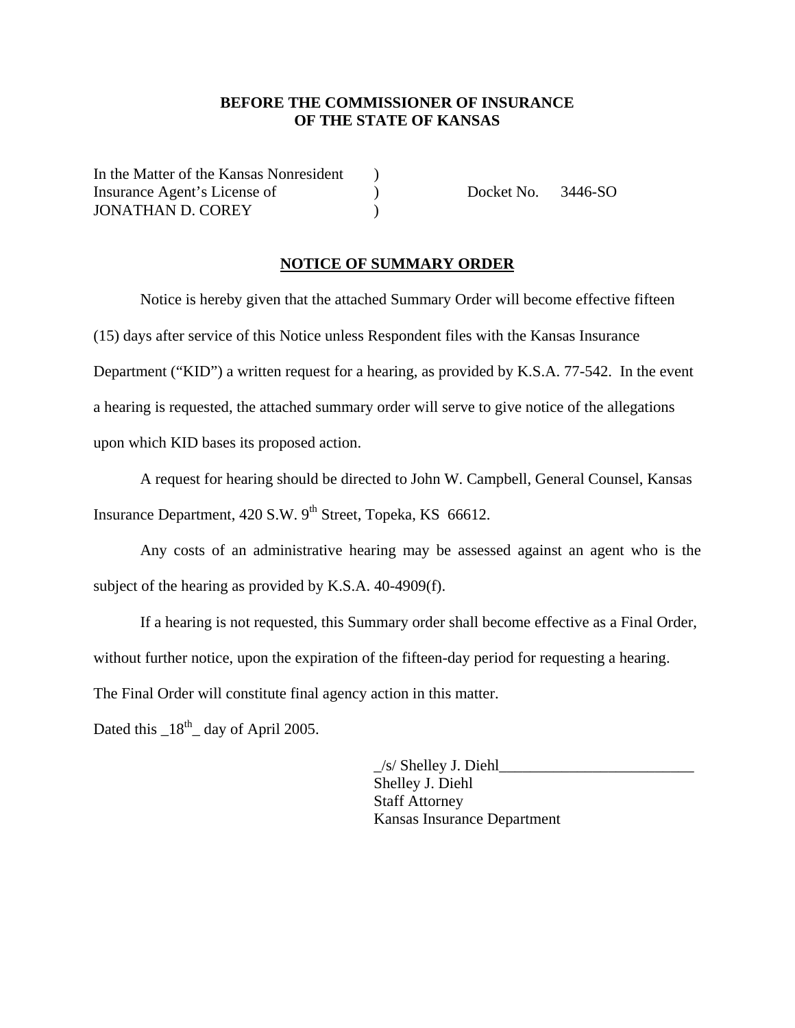**BEFORE THE COMMISSIONER OF INSURANCE**
**OF THE STATE OF KANSAS**

In the Matter of the Kansas Nonresident )
Insurance Agent's License of ) Docket No. 3446-SO
JONATHAN D. COREY )

## NOTICE OF SUMMARY ORDER

Notice is hereby given that the attached Summary Order will become effective fifteen (15) days after service of this Notice unless Respondent files with the Kansas Insurance Department ("KID") a written request for a hearing, as provided by K.S.A. 77-542. In the event a hearing is requested, the attached summary order will serve to give notice of the allegations upon which KID bases its proposed action.

A request for hearing should be directed to John W. Campbell, General Counsel, Kansas Insurance Department, 420 S.W. 9th Street, Topeka, KS 66612.

Any costs of an administrative hearing may be assessed against an agent who is the subject of the hearing as provided by K.S.A. 40-4909(f).

If a hearing is not requested, this Summary order shall become effective as a Final Order, without further notice, upon the expiration of the fifteen-day period for requesting a hearing. The Final Order will constitute final agency action in this matter.

Dated this _18th_ day of April 2005.

_/s/ Shelley J. Diehl_________________________
Shelley J. Diehl
Staff Attorney
Kansas Insurance Department